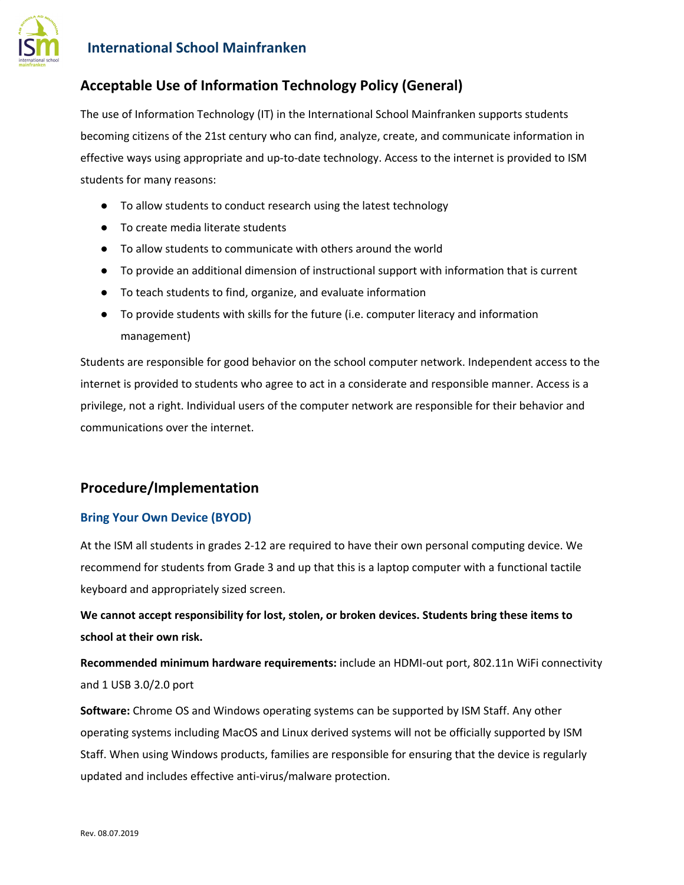## International School Mainfranken

# Acceptable Use of Information Technology Policy (General)

The use of Information Technology (IT) in the International School Mainfranken supports students becoming citizens of the 21st century who can find, analyze, create, and communicate information in effective ways using appropriate and up-to-date technology. Access to the internet is provided to ISM students for many reasons:

- To allow students to conduct research using the latest technology
- To create media literate students
- To allow students to communicate with others around the world
- To provide an additional dimension of instructional support with information that is current
- To teach students to find, organize, and evaluate information
- To provide students with skills for the future (i.e. computer literacy and information management)

Students are responsible for good behavior on the school computer network. Independent access to the internet is provided to students who agree to act in a considerate and responsible manner. Access is a privilege, not a right. Individual users of the computer network are responsible for their behavior and communications over the internet.

# Procedure/Implementation

### Bring Your Own Device (BYOD)

At the ISM all students in grades 2-12 are required to have their own personal computing device. We recommend for students from Grade 3 and up that this is a laptop computer with a functional tactile keyboard and appropriately sized screen.

**We cannot accept responsibility for lost, stolen, or broken devices. Students bring these items to school at their own risk.**

**Recommended minimum hardware requirements:** include an HDMI-out port, 802.11n WiFi connectivity and 1 USB 3.0/2.0 port

**Software:** Chrome OS and Windows operating systems can be supported by ISM Staff. Any other operating systems including MacOS and Linux derived systems will not be officially supported by ISM Staff. When using Windows products, families are responsible for ensuring that the device is regularly updated and includes effective anti-virus/malware protection.

Rev. 08.07.2019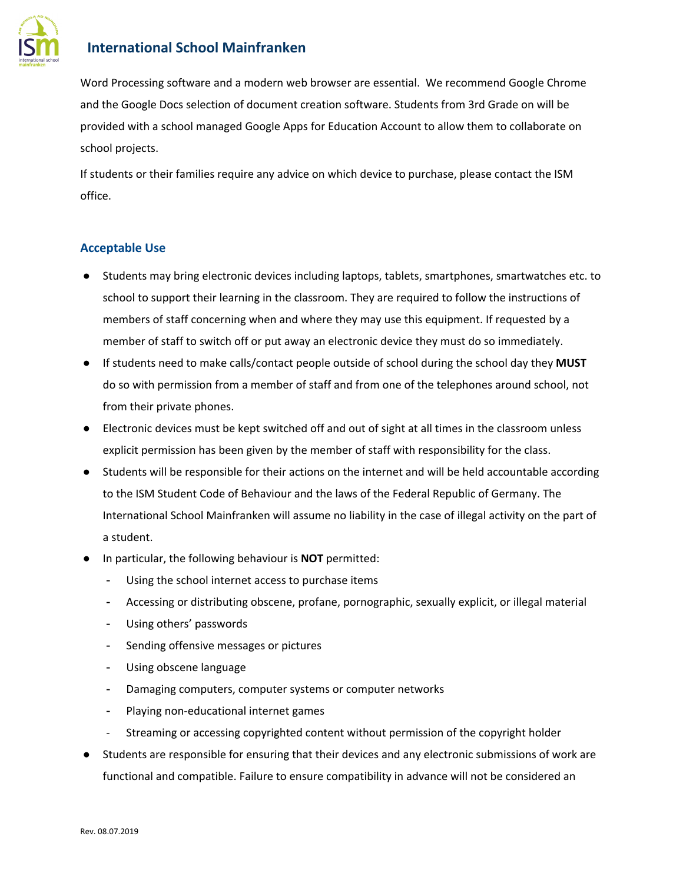Word Processing software and a modern web browser are essential. We recommend Google Chrome and the Google Docs selection of document creation software. Students from 3rd Grade on will be provided with a school managed Google Apps for Education Account to allow them to collaborate on school projects.

If students or their families require any advice on which device to purchase, please contact the ISM office.

## Acceptable Use

- Students may bring electronic devices including laptops, tablets, smartphones, smartwatches etc. to school to support their learning in the classroom. They are required to follow the instructions of members of staff concerning when and where they may use this equipment. If requested by a member of staff to switch off or put away an electronic device they must do so immediately.
- If students need to make calls/contact people outside of school during the school day they **MUST** do so with permission from a member of staff and from one of the telephones around school, not from their private phones.
- Electronic devices must be kept switched off and out of sight at all times in the classroom unless explicit permission has been given by the member of staff with responsibility for the class.
- Students will be responsible for their actions on the internet and will be held accountable according to the ISM Student Code of Behaviour and the laws of the Federal Republic of Germany. The International School Mainfranken will assume no liability in the case of illegal activity on the part of a student.
- In particular, the following behaviour is **NOT** permitted:
    - Using the school internet access to purchase items
    - Accessing or distributing obscene, profane, pornographic, sexually explicit, or illegal material
    - Using others' passwords
    - Sending offensive messages or pictures
    - Using obscene language
    - Damaging computers, computer systems or computer networks
    - Playing non-educational internet games
    - Streaming or accessing copyrighted content without permission of the copyright holder
- Students are responsible for ensuring that their devices and any electronic submissions of work are functional and compatible. Failure to ensure compatibility in advance will not be considered an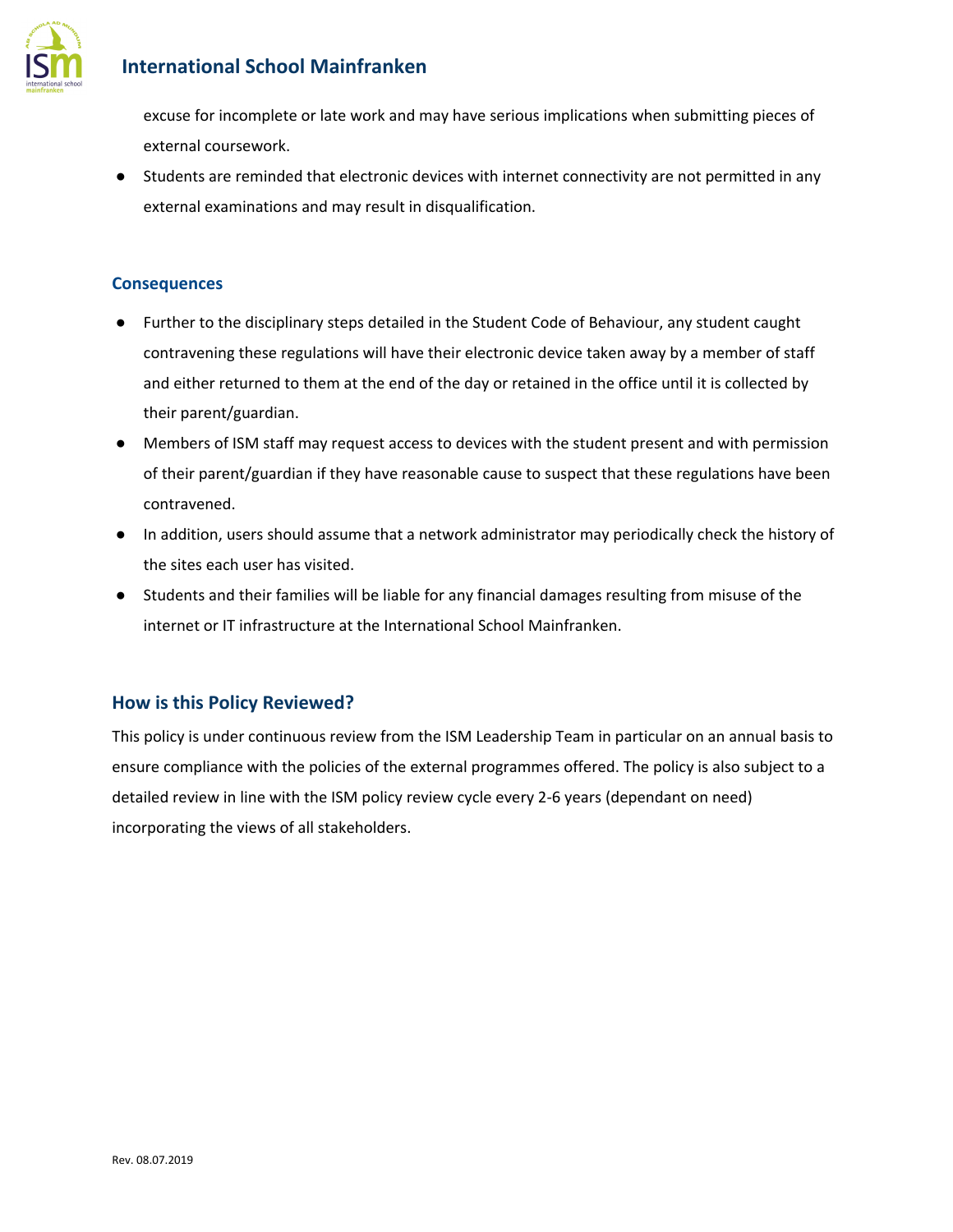excuse for incomplete or late work and may have serious implications when submitting pieces of external coursework.

- Students are reminded that electronic devices with internet connectivity are not permitted in any external examinations and may result in disqualification.

### Consequences

- Further to the disciplinary steps detailed in the Student Code of Behaviour, any student caught contravening these regulations will have their electronic device taken away by a member of staff and either returned to them at the end of the day or retained in the office until it is collected by their parent/guardian.
- Members of ISM staff may request access to devices with the student present and with permission of their parent/guardian if they have reasonable cause to suspect that these regulations have been contravened.
- In addition, users should assume that a network administrator may periodically check the history of the sites each user has visited.
- Students and their families will be liable for any financial damages resulting from misuse of the internet or IT infrastructure at the International School Mainfranken.

## How is this Policy Reviewed?

This policy is under continuous review from the ISM Leadership Team in particular on an annual basis to ensure compliance with the policies of the external programmes offered. The policy is also subject to a detailed review in line with the ISM policy review cycle every 2-6 years (dependant on need) incorporating the views of all stakeholders.

Rev. 08.07.2019